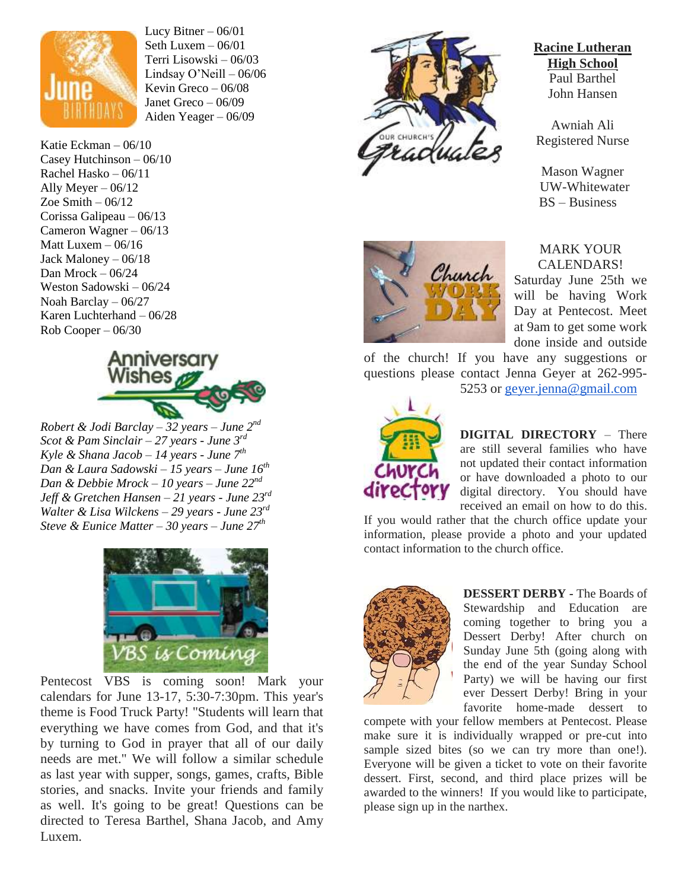## June Birthdays

Lucy Bitner – 06/01
Seth Luxem – 06/01
Terri Lisowski – 06/03
Lindsay O'Neill – 06/06
Kevin Greco – 06/08
Janet Greco – 06/09
Aiden Yeager – 06/09
Katie Eckman – 06/10
Casey Hutchinson – 06/10
Rachel Hasko – 06/11
Ally Meyer – 06/12
Zoe Smith – 06/12
Corissa Galipeau – 06/13
Cameron Wagner – 06/13
Matt Luxem – 06/16
Jack Maloney – 06/18
Dan Mrock – 06/24
Weston Sadowski – 06/24
Noah Barclay – 06/27
Karen Luchterhand – 06/28
Rob Cooper – 06/30

## Anniversary Wishes

*Robert & Jodi Barclay – 32 years – June 2nd*
*Scot & Pam Sinclair – 27 years - June 3rd*
*Kyle & Shana Jacob – 14 years - June 7th*
*Dan & Laura Sadowski – 15 years – June 16th*
*Dan & Debbie Mrock – 10 years – June 22nd*
*Jeff & Gretchen Hansen – 21 years - June 23rd*
*Walter & Lisa Wilckens – 29 years - June 23rd*
*Steve & Eunice Matter – 30 years – June 27th*

## VBS is Coming

Pentecost VBS is coming soon! Mark your calendars for June 13-17, 5:30-7:30pm. This year's theme is Food Truck Party! "Students will learn that everything we have comes from God, and that it's by turning to God in prayer that all of our daily needs are met." We will follow a similar schedule as last year with supper, songs, games, crafts, Bible stories, and snacks. Invite your friends and family as well. It's going to be great! Questions can be directed to Teresa Barthel, Shana Jacob, and Amy Luxem.

## Our Church's Graduates

**Racine Lutheran High School**
Paul Barthel
John Hansen

Awniah Ali
Registered Nurse

Mason Wagner
UW-Whitewater
BS – Business

## Church Work Day

MARK YOUR CALENDARS!
Saturday June 25th we will be having Work Day at Pentecost. Meet at 9am to get some work done inside and outside of the church! If you have any suggestions or questions please contact Jenna Geyer at 262-995-5253 or geyer.jenna@gmail.com

## Church Directory

**DIGITAL DIRECTORY** – There are still several families who have not updated their contact information or have downloaded a photo to our digital directory. You should have received an email on how to do this. If you would rather that the church office update your information, please provide a photo and your updated contact information to the church office.

**DESSERT DERBY** - The Boards of Stewardship and Education are coming together to bring you a Dessert Derby! After church on Sunday June 5th (going along with the end of the year Sunday School Party) we will be having our first ever Dessert Derby! Bring in your favorite home-made dessert to compete with your fellow members at Pentecost. Please make sure it is individually wrapped or pre-cut into sample sized bites (so we can try more than one!). Everyone will be given a ticket to vote on their favorite dessert. First, second, and third place prizes will be awarded to the winners! If you would like to participate, please sign up in the narthex.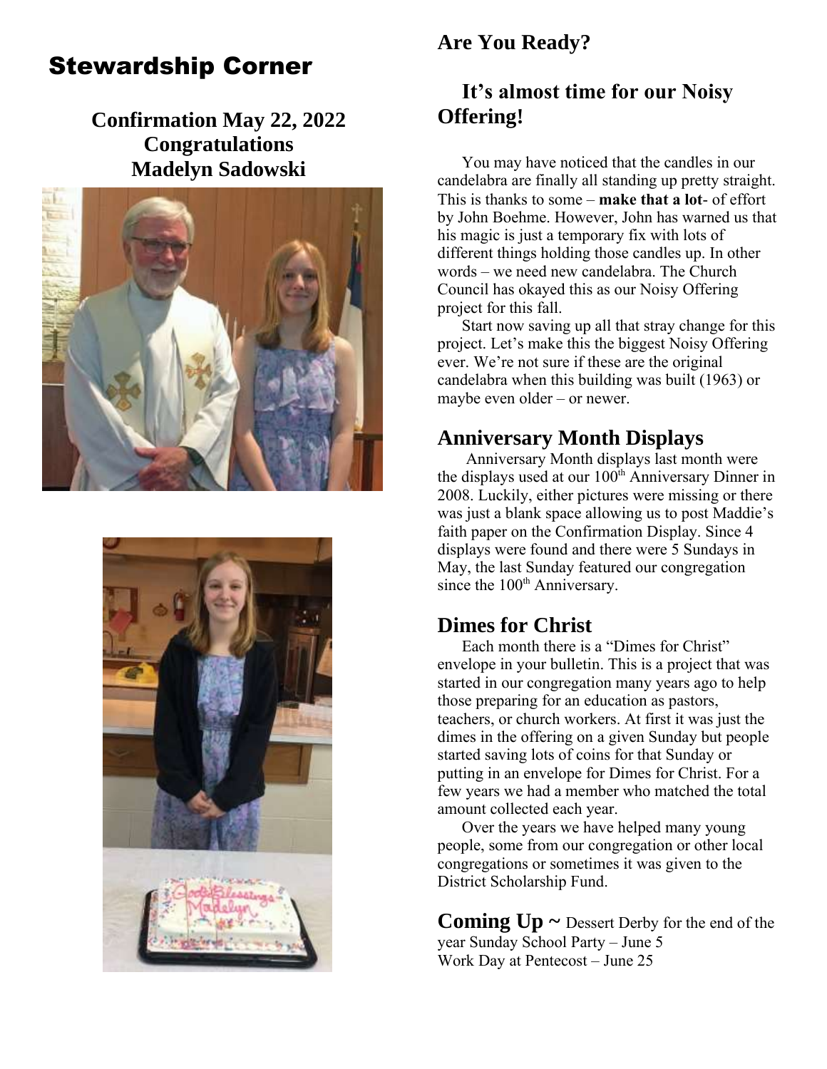# Stewardship Corner

## Confirmation May 22, 2022
## Congratulations
## Madelyn Sadowski

## Are You Ready?

## It's almost time for our Noisy Offering!

You may have noticed that the candles in our candelabra are finally all standing up pretty straight. This is thanks to some – **make that a lot**- of effort by John Boehme. However, John has warned us that his magic is just a temporary fix with lots of different things holding those candles up. In other words – we need new candelabra. The Church Council has okayed this as our Noisy Offering project for this fall.

Start now saving up all that stray change for this project. Let's make this the biggest Noisy Offering ever. We're not sure if these are the original candelabra when this building was built (1963) or maybe even older – or newer.

## Anniversary Month Displays

Anniversary Month displays last month were the displays used at our 100th Anniversary Dinner in 2008. Luckily, either pictures were missing or there was just a blank space allowing us to post Maddie's faith paper on the Confirmation Display. Since 4 displays were found and there were 5 Sundays in May, the last Sunday featured our congregation since the 100th Anniversary.

## Dimes for Christ

Each month there is a "Dimes for Christ" envelope in your bulletin. This is a project that was started in our congregation many years ago to help those preparing for an education as pastors, teachers, or church workers. At first it was just the dimes in the offering on a given Sunday but people started saving lots of coins for that Sunday or putting in an envelope for Dimes for Christ. For a few years we had a member who matched the total amount collected each year.

Over the years we have helped many young people, some from our congregation or other local congregations or sometimes it was given to the District Scholarship Fund.

**Coming Up ~** Dessert Derby for the end of the year Sunday School Party – June 5
Work Day at Pentecost – June 25